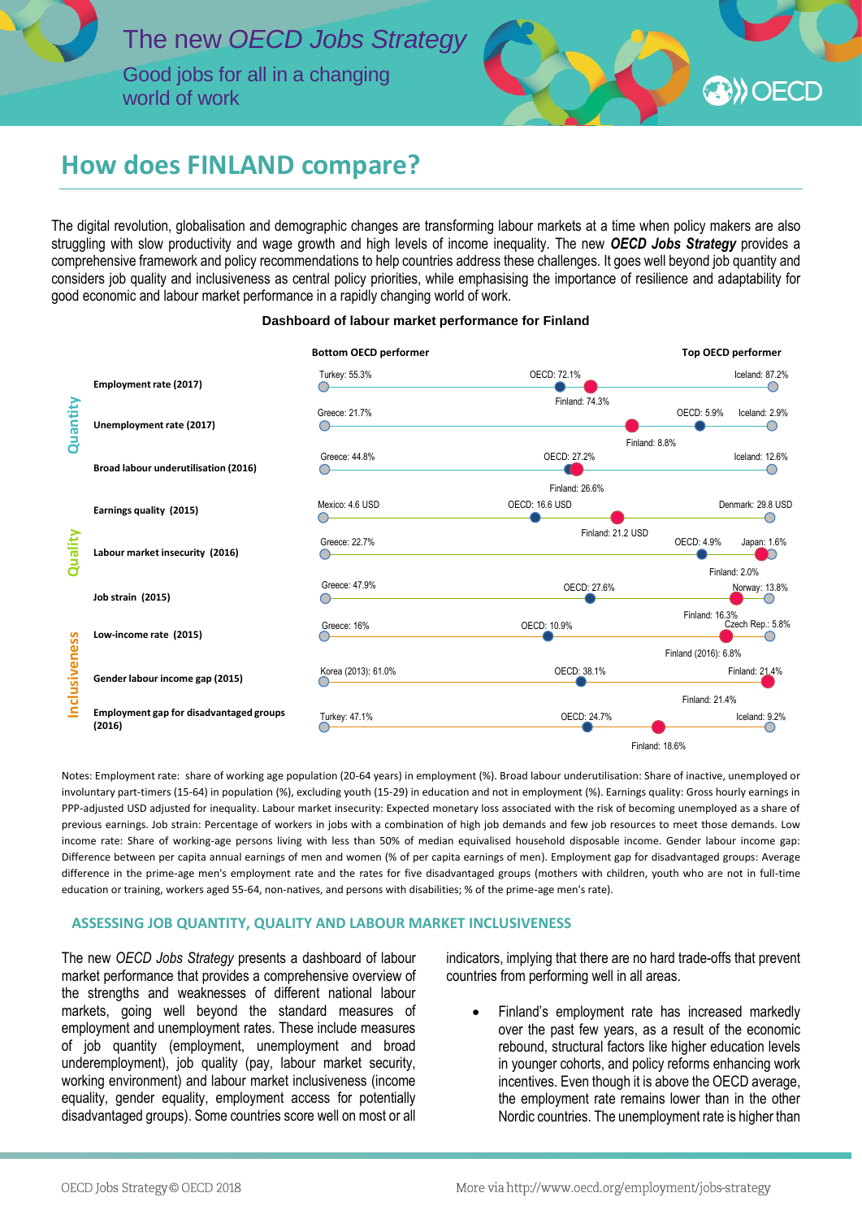# The new *OECD Jobs Strategy*

Good jobs for all in a changing world of work

## How does FINLAND compare?

The digital revolution, globalisation and demographic changes are transforming labour markets at a time when policy makers are also struggling with slow productivity and wage growth and high levels of income inequality. The new ***OECD Jobs Strategy*** provides a comprehensive framework and policy recommendations to help countries address these challenges. It goes well beyond job quantity and considers job quality and inclusiveness as central policy priorities, while emphasising the importance of resilience and adaptability for good economic and labour market performance in a rapidly changing world of work.

**Dashboard of labour market performance for Finland**

| | Indicator | Bottom OECD performer | OECD | Finland | Top OECD performer |
|---|---|---|---|---|---|
| Quantity | Employment rate (2017) | Turkey: 55.3% | OECD: 72.1% | Finland: 74.3% | Iceland: 87.2% |
| | Unemployment rate (2017) | Greece: 21.7% | OECD: 5.9% | Finland: 8.8% | Iceland: 2.9% |
| | Broad labour underutilisation (2016) | Greece: 44.8% | OECD: 27.2% | Finland: 26.6% | Iceland: 12.6% |
| Quality | Earnings quality (2015) | Mexico: 4.6 USD | OECD: 16.6 USD | Finland: 21.2 USD | Denmark: 29.8 USD |
| | Labour market insecurity (2016) | Greece: 22.7% | OECD: 4.9% | Finland: 2.0% | Japan: 1.6% |
| | Job strain (2015) | Greece: 47.9% | OECD: 27.6% | Finland: 16.3% | Norway: 13.8% |
| Inclusiveness | Low-income rate (2015) | Greece: 16% | OECD: 10.9% | Finland (2016): 6.8% | Czech Rep.: 5.8% |
| | Gender labour income gap (2015) | Korea (2013): 61.0% | OECD: 38.1% | Finland: 21.4% | Finland: 21.4% |
| | Employment gap for disadvantaged groups (2016) | Turkey: 47.1% | OECD: 24.7% | Finland: 18.6% | Iceland: 9.2% |

Notes: Employment rate: share of working age population (20-64 years) in employment (%). Broad labour underutilisation: Share of inactive, unemployed or involuntary part-timers (15-64) in population (%), excluding youth (15-29) in education and not in employment (%). Earnings quality: Gross hourly earnings in PPP-adjusted USD adjusted for inequality. Labour market insecurity: Expected monetary loss associated with the risk of becoming unemployed as a share of previous earnings. Job strain: Percentage of workers in jobs with a combination of high job demands and few job resources to meet those demands. Low income rate: Share of working-age persons living with less than 50% of median equivalised household disposable income. Gender labour income gap: Difference between per capita annual earnings of men and women (% of per capita earnings of men). Employment gap for disadvantaged groups: Average difference in the prime-age men's employment rate and the rates for five disadvantaged groups (mothers with children, youth who are not in full-time education or training, workers aged 55-64, non-natives, and persons with disabilities; % of the prime-age men's rate).

### ASSESSING JOB QUANTITY, QUALITY AND LABOUR MARKET INCLUSIVENESS

The new *OECD Jobs Strategy* presents a dashboard of labour market performance that provides a comprehensive overview of the strengths and weaknesses of different national labour markets, going well beyond the standard measures of employment and unemployment rates. These include measures of job quantity (employment, unemployment and broad underemployment), job quality (pay, labour market security, working environment) and labour market inclusiveness (income equality, gender equality, employment access for potentially disadvantaged groups). Some countries score well on most or all indicators, implying that there are no hard trade-offs that prevent countries from performing well in all areas.

- Finland's employment rate has increased markedly over the past few years, as a result of the economic rebound, structural factors like higher education levels in younger cohorts, and policy reforms enhancing work incentives. Even though it is above the OECD average, the employment rate remains lower than in the other Nordic countries. The unemployment rate is higher than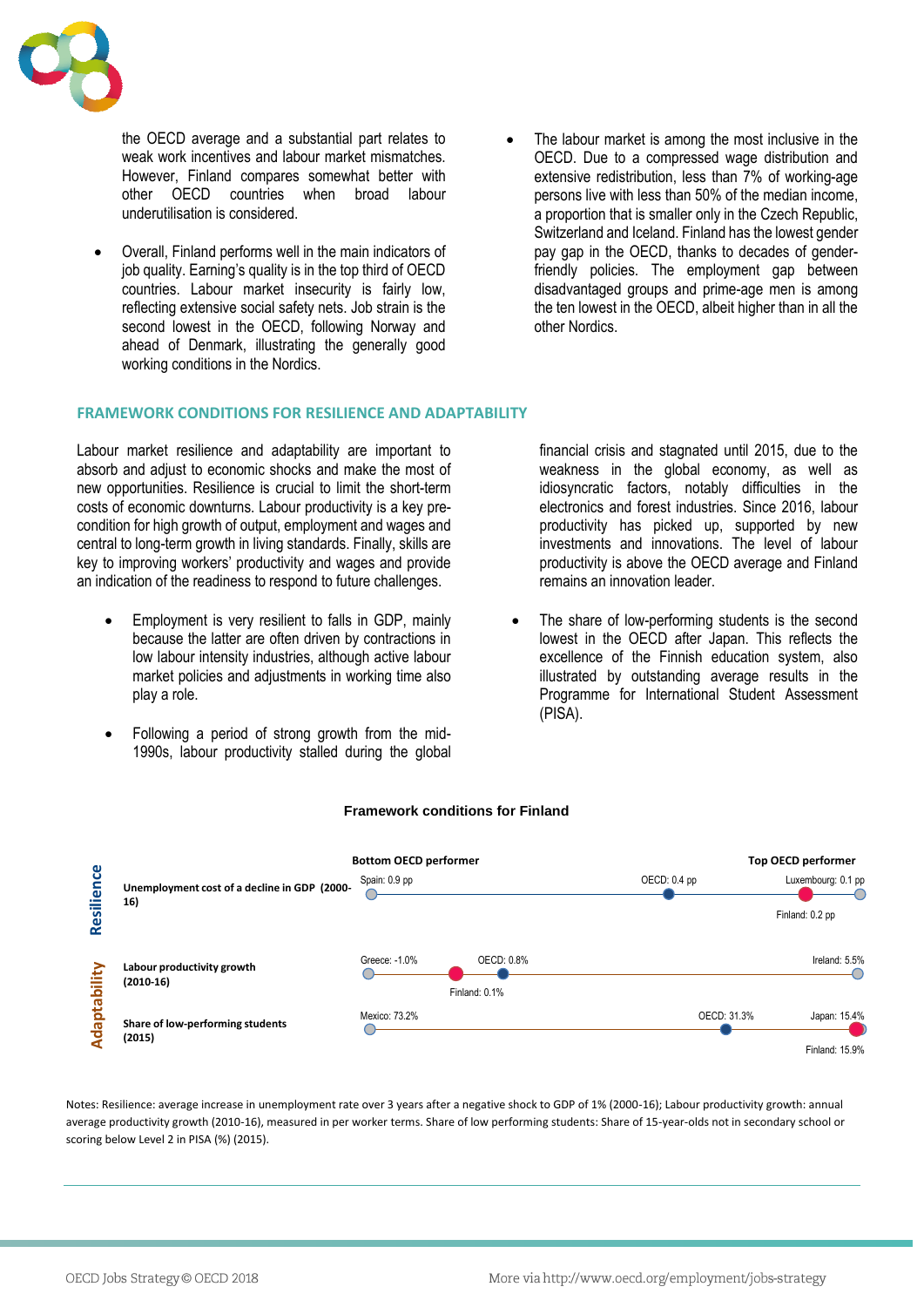the OECD average and a substantial part relates to weak work incentives and labour market mismatches. However, Finland compares somewhat better with other OECD countries when broad labour underutilisation is considered.

- Overall, Finland performs well in the main indicators of job quality. Earning's quality is in the top third of OECD countries. Labour market insecurity is fairly low, reflecting extensive social safety nets. Job strain is the second lowest in the OECD, following Norway and ahead of Denmark, illustrating the generally good working conditions in the Nordics.

- The labour market is among the most inclusive in the OECD. Due to a compressed wage distribution and extensive redistribution, less than 7% of working-age persons live with less than 50% of the median income, a proportion that is smaller only in the Czech Republic, Switzerland and Iceland. Finland has the lowest gender pay gap in the OECD, thanks to decades of gender-friendly policies. The employment gap between disadvantaged groups and prime-age men is among the ten lowest in the OECD, albeit higher than in all the other Nordics.

## FRAMEWORK CONDITIONS FOR RESILIENCE AND ADAPTABILITY

Labour market resilience and adaptability are important to absorb and adjust to economic shocks and make the most of new opportunities. Resilience is crucial to limit the short-term costs of economic downturns. Labour productivity is a key pre-condition for high growth of output, employment and wages and central to long-term growth in living standards. Finally, skills are key to improving workers' productivity and wages and provide an indication of the readiness to respond to future challenges.

- Employment is very resilient to falls in GDP, mainly because the latter are often driven by contractions in low labour intensity industries, although active labour market policies and adjustments in working time also play a role.

- Following a period of strong growth from the mid-1990s, labour productivity stalled during the global financial crisis and stagnated until 2015, due to the weakness in the global economy, as well as idiosyncratic factors, notably difficulties in the electronics and forest industries. Since 2016, labour productivity has picked up, supported by new investments and innovations. The level of labour productivity is above the OECD average and Finland remains an innovation leader.

- The share of low-performing students is the second lowest in the OECD after Japan. This reflects the excellence of the Finnish education system, also illustrated by outstanding average results in the Programme for International Student Assessment (PISA).

**Framework conditions for Finland**

Bottom OECD performer
Top OECD performer

Resilience

Unemployment cost of a decline in GDP (2000-16)
Spain: 0.9 pp
OECD: 0.4 pp
Luxembourg: 0.1 pp
Finland: 0.2 pp

Adaptability

Labour productivity growth (2010-16)
Greece: -1.0%
OECD: 0.8%
Ireland: 5.5%
Finland: 0.1%

Share of low-performing students (2015)
Mexico: 73.2%
OECD: 31.3%
Japan: 15.4%
Finland: 15.9%

Notes: Resilience: average increase in unemployment rate over 3 years after a negative shock to GDP of 1% (2000-16); Labour productivity growth: annual average productivity growth (2010-16), measured in per worker terms. Share of low performing students: Share of 15-year-olds not in secondary school or scoring below Level 2 in PISA (%) (2015).